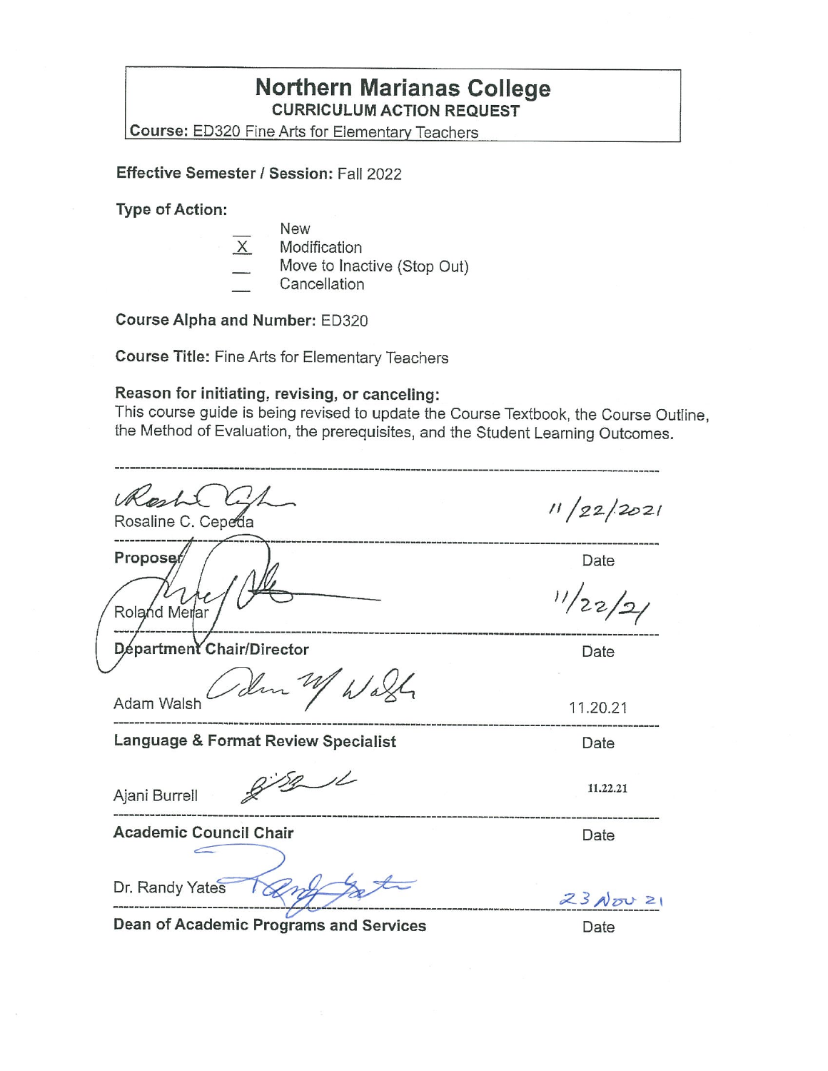# Northern Marianas College

**CURRICULUM ACTION REQUEST**

**Course:** ED320 Fine Arts for Elementary Teachers

**Effective Semester / Session:** Fall 2022

**Type of Action:**

- ___ New
- _X_ Modification
- ___ Move to Inactive (Stop Out)
- ___ Cancellation

**Course Alpha and Number:** ED320

**Course Title:** Fine Arts for Elementary Teachers

**Reason for initiating, revising, or canceling:**
This course guide is being revised to update the Course Textbook, the Course Outline, the Method of Evaluation, the prerequisites, and the Student Learning Outcomes.

---

Rosaline C. Cepeda — 11/22/2021

**Proposer** — Date

Roland Merar — 11/22/21

**Department Chair/Director** — Date

Adam Walsh — 11.20.21

**Language & Format Review Specialist** — Date

Ajani Burrell — 11.22.21

**Academic Council Chair** — Date

Dr. Randy Yates — 23 Nov 21

**Dean of Academic Programs and Services** — Date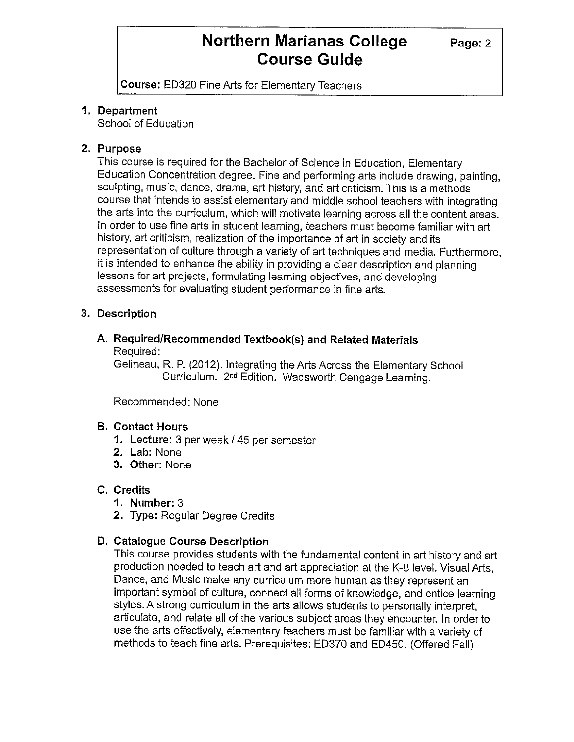**Course:** ED320 Fine Arts for Elementary Teachers

1. **Department**
   School of Education

2. **Purpose**
   This course is required for the Bachelor of Science in Education, Elementary Education Concentration degree. Fine and performing arts include drawing, painting, sculpting, music, dance, drama, art history, and art criticism. This is a methods course that intends to assist elementary and middle school teachers with integrating the arts into the curriculum, which will motivate learning across all the content areas. In order to use fine arts in student learning, teachers must become familiar with art history, art criticism, realization of the importance of art in society and its representation of culture through a variety of art techniques and media. Furthermore, it is intended to enhance the ability in providing a clear description and planning lessons for art projects, formulating learning objectives, and developing assessments for evaluating student performance in fine arts.

3. **Description**

   **A. Required/Recommended Textbook(s) and Related Materials**
   Required:
   Gelineau, R. P. (2012). Integrating the Arts Across the Elementary School Curriculum. 2nd Edition. Wadsworth Cengage Learning.

   Recommended: None

   **B. Contact Hours**
   1. **Lecture:** 3 per week / 45 per semester
   2. **Lab:** None
   3. **Other:** None

   **C. Credits**
   1. **Number:** 3
   2. **Type:** Regular Degree Credits

   **D. Catalogue Course Description**
   This course provides students with the fundamental content in art history and art production needed to teach art and art appreciation at the K-8 level. Visual Arts, Dance, and Music make any curriculum more human as they represent an important symbol of culture, connect all forms of knowledge, and entice learning styles. A strong curriculum in the arts allows students to personally interpret, articulate, and relate all of the various subject areas they encounter. In order to use the arts effectively, elementary teachers must be familiar with a variety of methods to teach fine arts. Prerequisites: ED370 and ED450. (Offered Fall)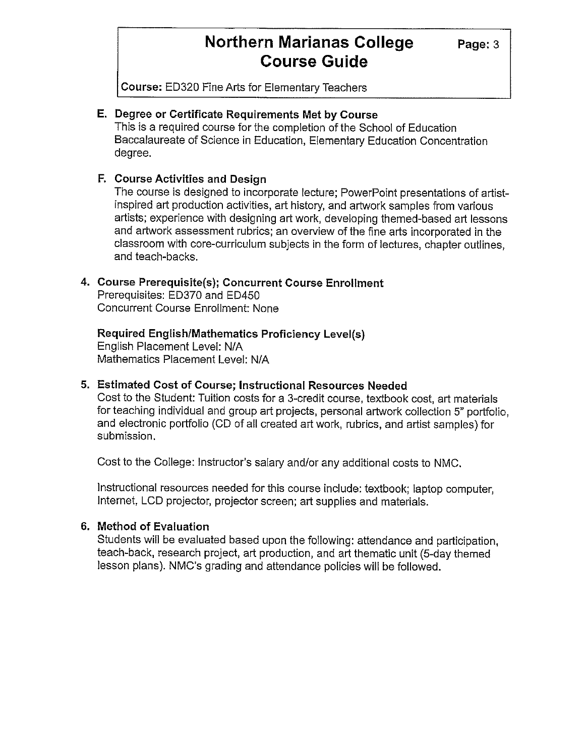**E. Degree or Certificate Requirements Met by Course**

This is a required course for the completion of the School of Education Baccalaureate of Science in Education, Elementary Education Concentration degree.

**F. Course Activities and Design**

The course is designed to incorporate lecture; PowerPoint presentations of artist-inspired art production activities, art history, and artwork samples from various artists; experience with designing art work, developing themed-based art lessons and artwork assessment rubrics; an overview of the fine arts incorporated in the classroom with core-curriculum subjects in the form of lectures, chapter outlines, and teach-backs.

## 4. Course Prerequisite(s); Concurrent Course Enrollment

Prerequisites: ED370 and ED450
Concurrent Course Enrollment: None

**Required English/Mathematics Proficiency Level(s)**

English Placement Level: N/A
Mathematics Placement Level: N/A

## 5. Estimated Cost of Course; Instructional Resources Needed

Cost to the Student: Tuition costs for a 3-credit course, textbook cost, art materials for teaching individual and group art projects, personal artwork collection 5" portfolio, and electronic portfolio (CD of all created art work, rubrics, and artist samples) for submission.

Cost to the College: Instructor's salary and/or any additional costs to NMC.

Instructional resources needed for this course include: textbook; laptop computer, Internet, LCD projector, projector screen; art supplies and materials.

## 6. Method of Evaluation

Students will be evaluated based upon the following: attendance and participation, teach-back, research project, art production, and art thematic unit (5-day themed lesson plans). NMC's grading and attendance policies will be followed.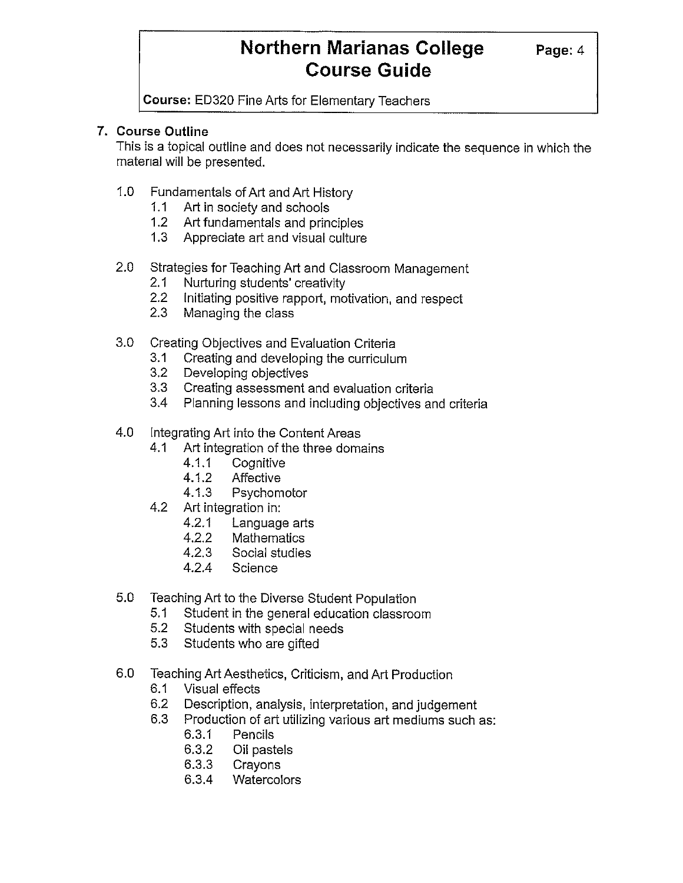# Northern Marianas College Course Guide

**Course:** ED320 Fine Arts for Elementary Teachers

## 7. Course Outline

This is a topical outline and does not necessarily indicate the sequence in which the material will be presented.

- 1.0 Fundamentals of Art and Art History
  - 1.1 Art in society and schools
  - 1.2 Art fundamentals and principles
  - 1.3 Appreciate art and visual culture

- 2.0 Strategies for Teaching Art and Classroom Management
  - 2.1 Nurturing students' creativity
  - 2.2 Initiating positive rapport, motivation, and respect
  - 2.3 Managing the class

- 3.0 Creating Objectives and Evaluation Criteria
  - 3.1 Creating and developing the curriculum
  - 3.2 Developing objectives
  - 3.3 Creating assessment and evaluation criteria
  - 3.4 Planning lessons and including objectives and criteria

- 4.0 Integrating Art into the Content Areas
  - 4.1 Art integration of the three domains
    - 4.1.1 Cognitive
    - 4.1.2 Affective
    - 4.1.3 Psychomotor
  - 4.2 Art integration in:
    - 4.2.1 Language arts
    - 4.2.2 Mathematics
    - 4.2.3 Social studies
    - 4.2.4 Science

- 5.0 Teaching Art to the Diverse Student Population
  - 5.1 Student in the general education classroom
  - 5.2 Students with special needs
  - 5.3 Students who are gifted

- 6.0 Teaching Art Aesthetics, Criticism, and Art Production
  - 6.1 Visual effects
  - 6.2 Description, analysis, interpretation, and judgement
  - 6.3 Production of art utilizing various art mediums such as:
    - 6.3.1 Pencils
    - 6.3.2 Oil pastels
    - 6.3.3 Crayons
    - 6.3.4 Watercolors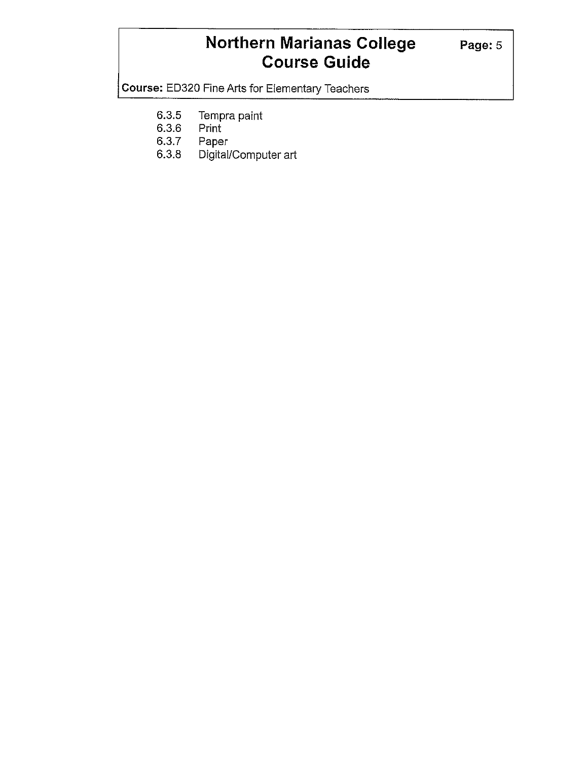6.3.5 Tempra paint
6.3.6 Print
6.3.7 Paper
6.3.8 Digital/Computer art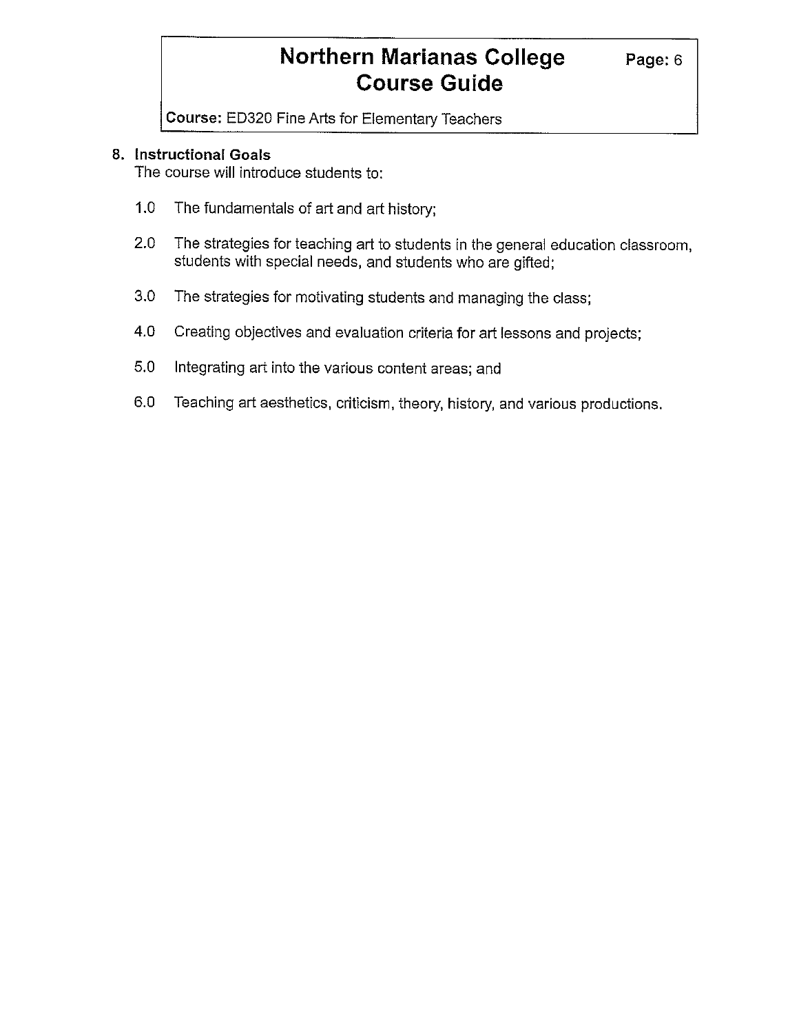## 8. Instructional Goals

The course will introduce students to:

1.0 The fundamentals of art and art history;

2.0 The strategies for teaching art to students in the general education classroom, students with special needs, and students who are gifted;

3.0 The strategies for motivating students and managing the class;

4.0 Creating objectives and evaluation criteria for art lessons and projects;

5.0 Integrating art into the various content areas; and

6.0 Teaching art aesthetics, criticism, theory, history, and various productions.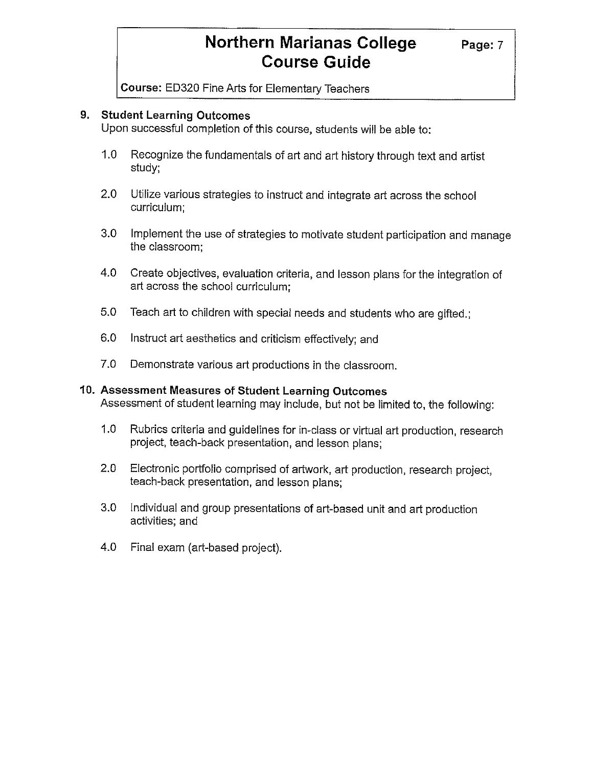## 9. Student Learning Outcomes

Upon successful completion of this course, students will be able to:

1.0 Recognize the fundamentals of art and art history through text and artist study;

2.0 Utilize various strategies to instruct and integrate art across the school curriculum;

3.0 Implement the use of strategies to motivate student participation and manage the classroom;

4.0 Create objectives, evaluation criteria, and lesson plans for the integration of art across the school curriculum;

5.0 Teach art to children with special needs and students who are gifted.;

6.0 Instruct art aesthetics and criticism effectively; and

7.0 Demonstrate various art productions in the classroom.

## 10. Assessment Measures of Student Learning Outcomes

Assessment of student learning may include, but not be limited to, the following:

1.0 Rubrics criteria and guidelines for in-class or virtual art production, research project, teach-back presentation, and lesson plans;

2.0 Electronic portfolio comprised of artwork, art production, research project, teach-back presentation, and lesson plans;

3.0 Individual and group presentations of art-based unit and art production activities; and

4.0 Final exam (art-based project).